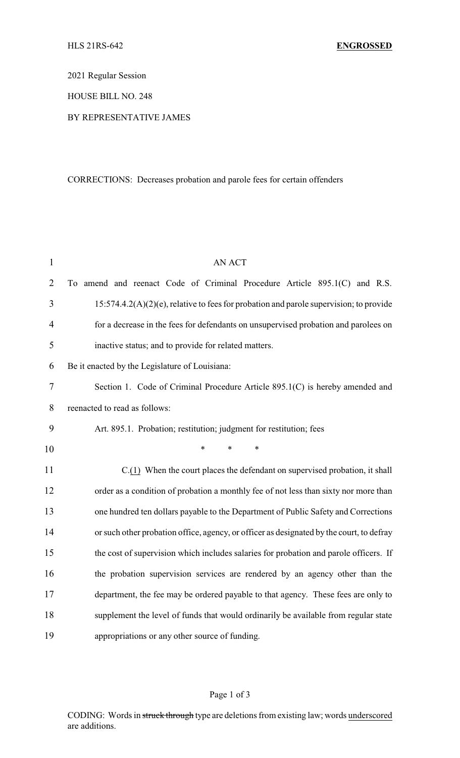HLS 21RS-642 **ENGROSSED**

2021 Regular Session

HOUSE BILL NO. 248

BY REPRESENTATIVE JAMES

CORRECTIONS: Decreases probation and parole fees for certain offenders

AN ACT

To amend and reenact Code of Criminal Procedure Article 895.1(C) and R.S. 15:574.4.2(A)(2)(e), relative to fees for probation and parole supervision; to provide for a decrease in the fees for defendants on unsupervised probation and parolees on inactive status; and to provide for related matters.

Be it enacted by the Legislature of Louisiana:

Section 1. Code of Criminal Procedure Article 895.1(C) is hereby amended and reenacted to read as follows:

Art. 895.1. Probation; restitution; judgment for restitution; fees

\* \* \*

C.<u>(1)</u> When the court places the defendant on supervised probation, it shall order as a condition of probation a monthly fee of not less than sixty nor more than one hundred ten dollars payable to the Department of Public Safety and Corrections or such other probation office, agency, or officer as designated by the court, to defray the cost of supervision which includes salaries for probation and parole officers. If the probation supervision services are rendered by an agency other than the department, the fee may be ordered payable to that agency. These fees are only to supplement the level of funds that would ordinarily be available from regular state appropriations or any other source of funding.

CODING: Words in ~~struck through~~ type are deletions from existing law; words <u>underscored</u> are additions.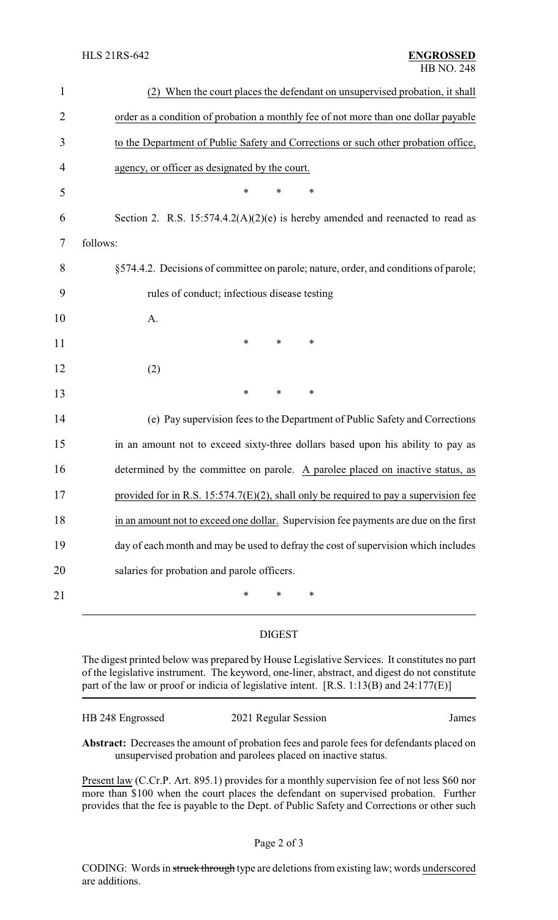(2) When the court places the defendant on unsupervised probation, it shall order as a condition of probation a monthly fee of not more than one dollar payable to the Department of Public Safety and Corrections or such other probation office, agency, or officer as designated by the court.

\* \* \*

Section 2. R.S. 15:574.4.2(A)(2)(e) is hereby amended and reenacted to read as follows:

§574.4.2. Decisions of committee on parole; nature, order, and conditions of parole; rules of conduct; infectious disease testing

A.

\* \* \*

(2)

\* \* \*

(e) Pay supervision fees to the Department of Public Safety and Corrections in an amount not to exceed sixty-three dollars based upon his ability to pay as determined by the committee on parole. A parolee placed on inactive status, as provided for in R.S. 15:574.7(E)(2), shall only be required to pay a supervision fee in an amount not to exceed one dollar. Supervision fee payments are due on the first day of each month and may be used to defray the cost of supervision which includes salaries for probation and parole officers.

\* \* \*

## DIGEST

The digest printed below was prepared by House Legislative Services. It constitutes no part of the legislative instrument. The keyword, one-liner, abstract, and digest do not constitute part of the law or proof or indicia of legislative intent. [R.S. 1:13(B) and 24:177(E)]

HB 248 Engrossed 2021 Regular Session James

**Abstract:** Decreases the amount of probation fees and parole fees for defendants placed on unsupervised probation and parolees placed on inactive status.

Present law (C.Cr.P. Art. 895.1) provides for a monthly supervision fee of not less $60 nor more than $100 when the court places the defendant on supervised probation. Further provides that the fee is payable to the Dept. of Public Safety and Corrections or other such

CODING: Words in struck through type are deletions from existing law; words underscored are additions.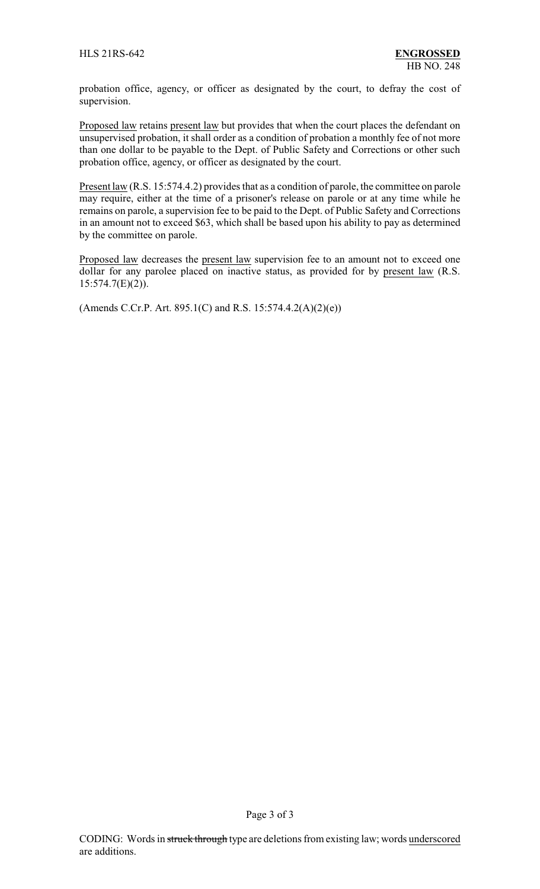probation office, agency, or officer as designated by the court, to defray the cost of supervision.

Proposed law retains present law but provides that when the court places the defendant on unsupervised probation, it shall order as a condition of probation a monthly fee of not more than one dollar to be payable to the Dept. of Public Safety and Corrections or other such probation office, agency, or officer as designated by the court.

Present law (R.S. 15:574.4.2) provides that as a condition of parole, the committee on parole may require, either at the time of a prisoner's release on parole or at any time while he remains on parole, a supervision fee to be paid to the Dept. of Public Safety and Corrections in an amount not to exceed $63, which shall be based upon his ability to pay as determined by the committee on parole.

Proposed law decreases the present law supervision fee to an amount not to exceed one dollar for any parolee placed on inactive status, as provided for by present law (R.S. 15:574.7(E)(2)).

(Amends C.Cr.P. Art. 895.1(C) and R.S. 15:574.4.2(A)(2)(e))

CODING: Words in struck through type are deletions from existing law; words underscored are additions.